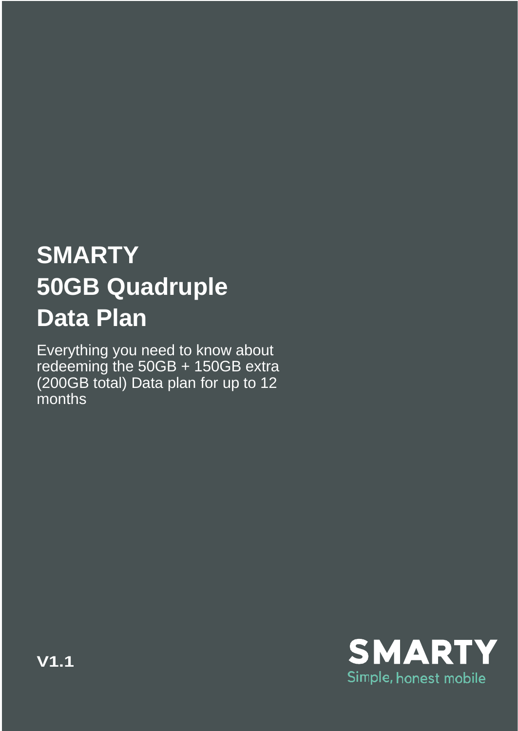# SMARTY
# 50GB Quadruple Data Plan

Everything you need to know about redeeming the 50GB + 150GB extra (200GB total) Data plan for up to 12 months

**V1.1**

SMARTY

Simple, honest mobile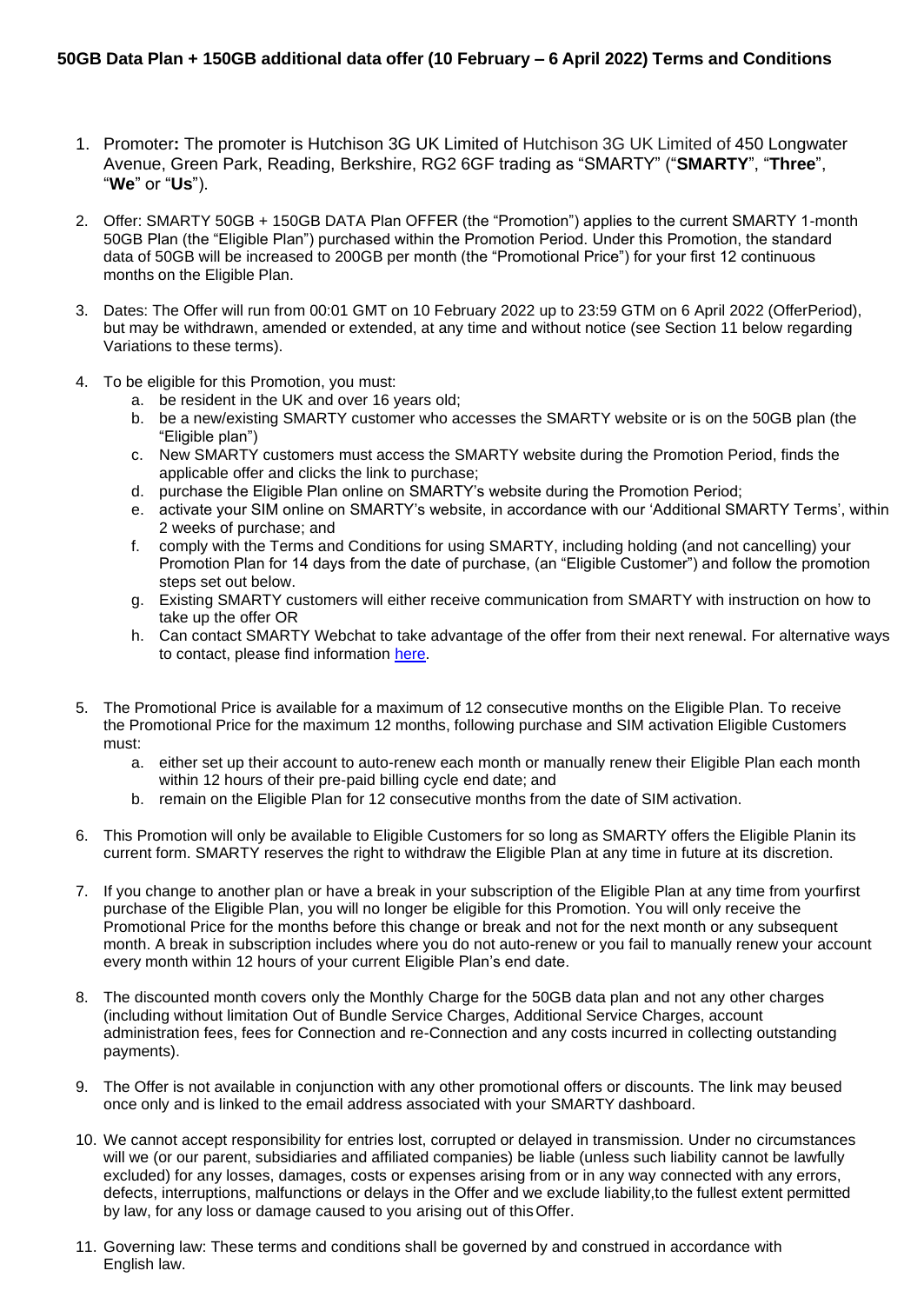**50GB Data Plan + 150GB additional data offer (10 February – 6 April 2022) Terms and Conditions**

1. Promoter**:** The promoter is Hutchison 3G UK Limited of Hutchison 3G UK Limited of 450 Longwater Avenue, Green Park, Reading, Berkshire, RG2 6GF trading as "SMARTY" ("**SMARTY**", "**Three**", "**We**" or "**Us**").

2. Offer: SMARTY 50GB + 150GB DATA Plan OFFER (the "Promotion") applies to the current SMARTY 1-month 50GB Plan (the "Eligible Plan") purchased within the Promotion Period. Under this Promotion, the standard data of 50GB will be increased to 200GB per month (the "Promotional Price") for your first 12 continuous months on the Eligible Plan.

3. Dates: The Offer will run from 00:01 GMT on 10 February 2022 up to 23:59 GTM on 6 April 2022 (OfferPeriod), but may be withdrawn, amended or extended, at any time and without notice (see Section 11 below regarding Variations to these terms).

4. To be eligible for this Promotion, you must:
   a. be resident in the UK and over 16 years old;
   b. be a new/existing SMARTY customer who accesses the SMARTY website or is on the 50GB plan (the "Eligible plan")
   c. New SMARTY customers must access the SMARTY website during the Promotion Period, finds the applicable offer and clicks the link to purchase;
   d. purchase the Eligible Plan online on SMARTY's website during the Promotion Period;
   e. activate your SIM online on SMARTY's website, in accordance with our 'Additional SMARTY Terms', within 2 weeks of purchase; and
   f. comply with the Terms and Conditions for using SMARTY, including holding (and not cancelling) your Promotion Plan for 14 days from the date of purchase, (an "Eligible Customer") and follow the promotion steps set out below.
   g. Existing SMARTY customers will either receive communication from SMARTY with instruction on how to take up the offer OR
   h. Can contact SMARTY Webchat to take advantage of the offer from their next renewal. For alternative ways to contact, please find information here.

5. The Promotional Price is available for a maximum of 12 consecutive months on the Eligible Plan. To receive the Promotional Price for the maximum 12 months, following purchase and SIM activation Eligible Customers must:
   a. either set up their account to auto-renew each month or manually renew their Eligible Plan each month within 12 hours of their pre-paid billing cycle end date; and
   b. remain on the Eligible Plan for 12 consecutive months from the date of SIM activation.

6. This Promotion will only be available to Eligible Customers for so long as SMARTY offers the Eligible Planin its current form. SMARTY reserves the right to withdraw the Eligible Plan at any time in future at its discretion.

7. If you change to another plan or have a break in your subscription of the Eligible Plan at any time from yourfirst purchase of the Eligible Plan, you will no longer be eligible for this Promotion. You will only receive the Promotional Price for the months before this change or break and not for the next month or any subsequent month. A break in subscription includes where you do not auto-renew or you fail to manually renew your account every month within 12 hours of your current Eligible Plan's end date.

8. The discounted month covers only the Monthly Charge for the 50GB data plan and not any other charges (including without limitation Out of Bundle Service Charges, Additional Service Charges, account administration fees, fees for Connection and re-Connection and any costs incurred in collecting outstanding payments).

9. The Offer is not available in conjunction with any other promotional offers or discounts. The link may beused once only and is linked to the email address associated with your SMARTY dashboard.

10. We cannot accept responsibility for entries lost, corrupted or delayed in transmission. Under no circumstances will we (or our parent, subsidiaries and affiliated companies) be liable (unless such liability cannot be lawfully excluded) for any losses, damages, costs or expenses arising from or in any way connected with any errors, defects, interruptions, malfunctions or delays in the Offer and we exclude liability,to the fullest extent permitted by law, for any loss or damage caused to you arising out of thisOffer.

11. Governing law: These terms and conditions shall be governed by and construed in accordance with English law.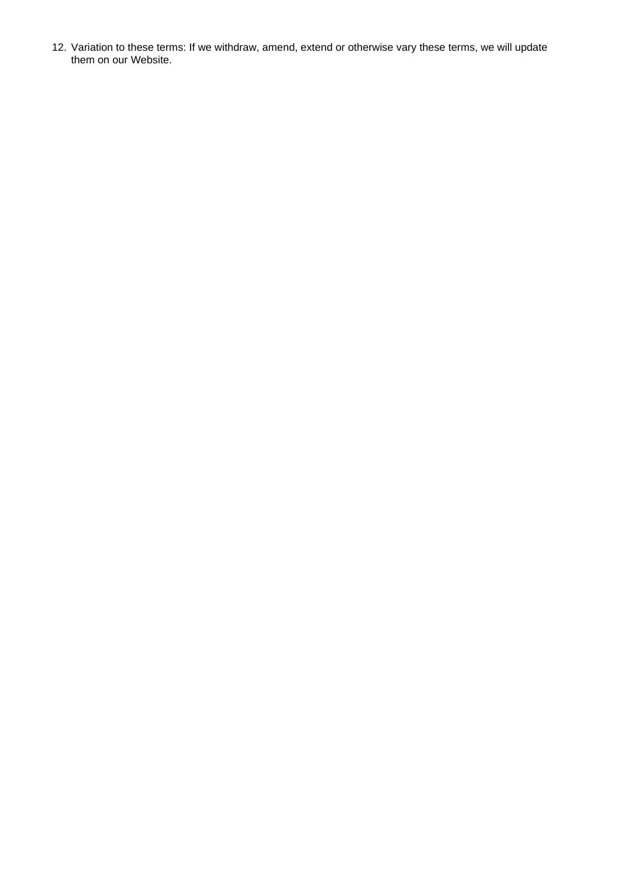12. Variation to these terms: If we withdraw, amend, extend or otherwise vary these terms, we will update them on our Website.